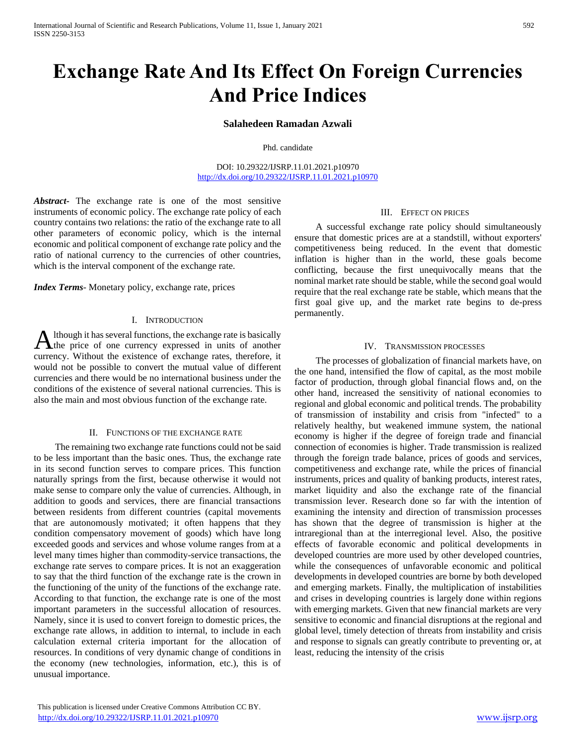# Exchange Rate And Its Effect On Foreign Currencies And Price Indices

**Salahedeen Ramadan Azwali**

Phd. candidate

DOI: 10.29322/IJSRP.11.01.2021.p10970
http://dx.doi.org/10.29322/IJSRP.11.01.2021.p10970

***Abstract*****-** The exchange rate is one of the most sensitive instruments of economic policy. The exchange rate policy of each country contains two relations: the ratio of the exchange rate to all other parameters of economic policy, which is the internal economic and political component of exchange rate policy and the ratio of national currency to the currencies of other countries, which is the interval component of the exchange rate.

***Index Terms*****-** Monetary policy, exchange rate, prices

## I. Introduction

Although it has several functions, the exchange rate is basically the price of one currency expressed in units of another currency. Without the existence of exchange rates, therefore, it would not be possible to convert the mutual value of different currencies and there would be no international business under the conditions of the existence of several national currencies. This is also the main and most obvious function of the exchange rate.

## II. Functions of the exchange rate

The remaining two exchange rate functions could not be said to be less important than the basic ones. Thus, the exchange rate in its second function serves to compare prices. This function naturally springs from the first, because otherwise it would not make sense to compare only the value of currencies. Although, in addition to goods and services, there are financial transactions between residents from different countries (capital movements that are autonomously motivated; it often happens that they condition compensatory movement of goods) which have long exceeded goods and services and whose volume ranges from at a level many times higher than commodity-service transactions, the exchange rate serves to compare prices. It is not an exaggeration to say that the third function of the exchange rate is the crown in the functioning of the unity of the functions of the exchange rate. According to that function, the exchange rate is one of the most important parameters in the successful allocation of resources. Namely, since it is used to convert foreign to domestic prices, the exchange rate allows, in addition to internal, to include in each calculation external criteria important for the allocation of resources. In conditions of very dynamic change of conditions in the economy (new technologies, information, etc.), this is of unusual importance.

## III. Effect on prices

A successful exchange rate policy should simultaneously ensure that domestic prices are at a standstill, without exporters' competitiveness being reduced. In the event that domestic inflation is higher than in the world, these goals become conflicting, because the first unequivocally means that the nominal market rate should be stable, while the second goal would require that the real exchange rate be stable, which means that the first goal give up, and the market rate begins to de-press permanently.

## IV. Transmission processes

The processes of globalization of financial markets have, on the one hand, intensified the flow of capital, as the most mobile factor of production, through global financial flows and, on the other hand, increased the sensitivity of national economies to regional and global economic and political trends. The probability of transmission of instability and crisis from "infected" to a relatively healthy, but weakened immune system, the national economy is higher if the degree of foreign trade and financial connection of economies is higher. Trade transmission is realized through the foreign trade balance, prices of goods and services, competitiveness and exchange rate, while the prices of financial instruments, prices and quality of banking products, interest rates, market liquidity and also the exchange rate of the financial transmission lever. Research done so far with the intention of examining the intensity and direction of transmission processes has shown that the degree of transmission is higher at the intraregional than at the interregional level. Also, the positive effects of favorable economic and political developments in developed countries are more used by other developed countries, while the consequences of unfavorable economic and political developments in developed countries are borne by both developed and emerging markets. Finally, the multiplication of instabilities and crises in developing countries is largely done within regions with emerging markets. Given that new financial markets are very sensitive to economic and financial disruptions at the regional and global level, timely detection of threats from instability and crisis and response to signals can greatly contribute to preventing or, at least, reducing the intensity of the crisis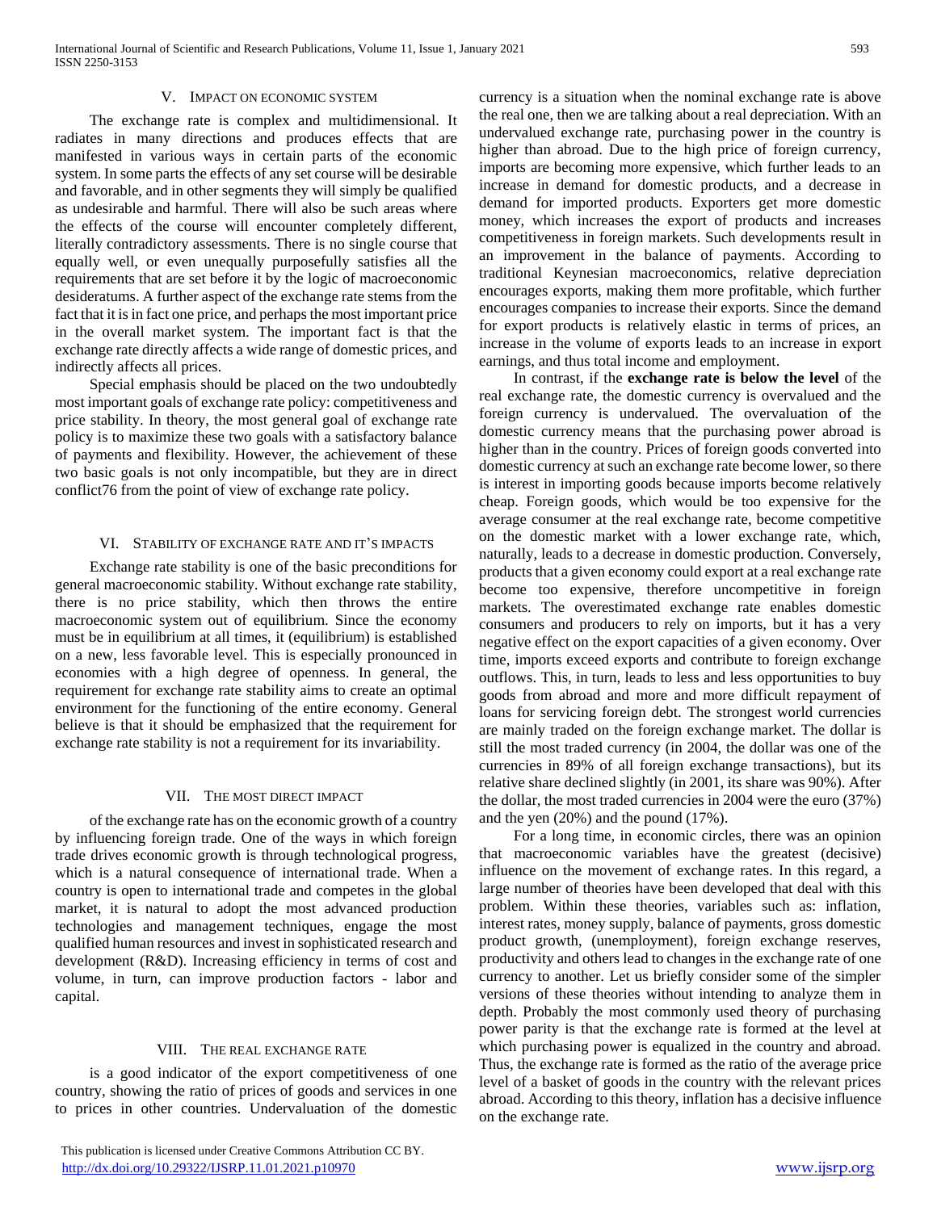## V. Impact on Economic System

The exchange rate is complex and multidimensional. It radiates in many directions and produces effects that are manifested in various ways in certain parts of the economic system. In some parts the effects of any set course will be desirable and favorable, and in other segments they will simply be qualified as undesirable and harmful. There will also be such areas where the effects of the course will encounter completely different, literally contradictory assessments. There is no single course that equally well, or even unequally purposefully satisfies all the requirements that are set before it by the logic of macroeconomic desideratums. A further aspect of the exchange rate stems from the fact that it is in fact one price, and perhaps the most important price in the overall market system. The important fact is that the exchange rate directly affects a wide range of domestic prices, and indirectly affects all prices.

Special emphasis should be placed on the two undoubtedly most important goals of exchange rate policy: competitiveness and price stability. In theory, the most general goal of exchange rate policy is to maximize these two goals with a satisfactory balance of payments and flexibility. However, the achievement of these two basic goals is not only incompatible, but they are in direct conflict76 from the point of view of exchange rate policy.

## VI. Stability of Exchange Rate and It's Impacts

Exchange rate stability is one of the basic preconditions for general macroeconomic stability. Without exchange rate stability, there is no price stability, which then throws the entire macroeconomic system out of equilibrium. Since the economy must be in equilibrium at all times, it (equilibrium) is established on a new, less favorable level. This is especially pronounced in economies with a high degree of openness. In general, the requirement for exchange rate stability aims to create an optimal environment for the functioning of the entire economy. General believe is that it should be emphasized that the requirement for exchange rate stability is not a requirement for its invariability.

## VII. The Most Direct Impact

of the exchange rate has on the economic growth of a country by influencing foreign trade. One of the ways in which foreign trade drives economic growth is through technological progress, which is a natural consequence of international trade. When a country is open to international trade and competes in the global market, it is natural to adopt the most advanced production technologies and management techniques, engage the most qualified human resources and invest in sophisticated research and development (R&D). Increasing efficiency in terms of cost and volume, in turn, can improve production factors - labor and capital.

## VIII. The Real Exchange Rate

is a good indicator of the export competitiveness of one country, showing the ratio of prices of goods and services in one to prices in other countries. Undervaluation of the domestic currency is a situation when the nominal exchange rate is above the real one, then we are talking about a real depreciation. With an undervalued exchange rate, purchasing power in the country is higher than abroad. Due to the high price of foreign currency, imports are becoming more expensive, which further leads to an increase in demand for domestic products, and a decrease in demand for imported products. Exporters get more domestic money, which increases the export of products and increases competitiveness in foreign markets. Such developments result in an improvement in the balance of payments. According to traditional Keynesian macroeconomics, relative depreciation encourages exports, making them more profitable, which further encourages companies to increase their exports. Since the demand for export products is relatively elastic in terms of prices, an increase in the volume of exports leads to an increase in export earnings, and thus total income and employment.

In contrast, if the **exchange rate is below the level** of the real exchange rate, the domestic currency is overvalued and the foreign currency is undervalued. The overvaluation of the domestic currency means that the purchasing power abroad is higher than in the country. Prices of foreign goods converted into domestic currency at such an exchange rate become lower, so there is interest in importing goods because imports become relatively cheap. Foreign goods, which would be too expensive for the average consumer at the real exchange rate, become competitive on the domestic market with a lower exchange rate, which, naturally, leads to a decrease in domestic production. Conversely, products that a given economy could export at a real exchange rate become too expensive, therefore uncompetitive in foreign markets. The overestimated exchange rate enables domestic consumers and producers to rely on imports, but it has a very negative effect on the export capacities of a given economy. Over time, imports exceed exports and contribute to foreign exchange outflows. This, in turn, leads to less and less opportunities to buy goods from abroad and more and more difficult repayment of loans for servicing foreign debt. The strongest world currencies are mainly traded on the foreign exchange market. The dollar is still the most traded currency (in 2004, the dollar was one of the currencies in 89% of all foreign exchange transactions), but its relative share declined slightly (in 2001, its share was 90%). After the dollar, the most traded currencies in 2004 were the euro (37%) and the yen (20%) and the pound (17%).

For a long time, in economic circles, there was an opinion that macroeconomic variables have the greatest (decisive) influence on the movement of exchange rates. In this regard, a large number of theories have been developed that deal with this problem. Within these theories, variables such as: inflation, interest rates, money supply, balance of payments, gross domestic product growth, (unemployment), foreign exchange reserves, productivity and others lead to changes in the exchange rate of one currency to another. Let us briefly consider some of the simpler versions of these theories without intending to analyze them in depth. Probably the most commonly used theory of purchasing power parity is that the exchange rate is formed at the level at which purchasing power is equalized in the country and abroad. Thus, the exchange rate is formed as the ratio of the average price level of a basket of goods in the country with the relevant prices abroad. According to this theory, inflation has a decisive influence on the exchange rate.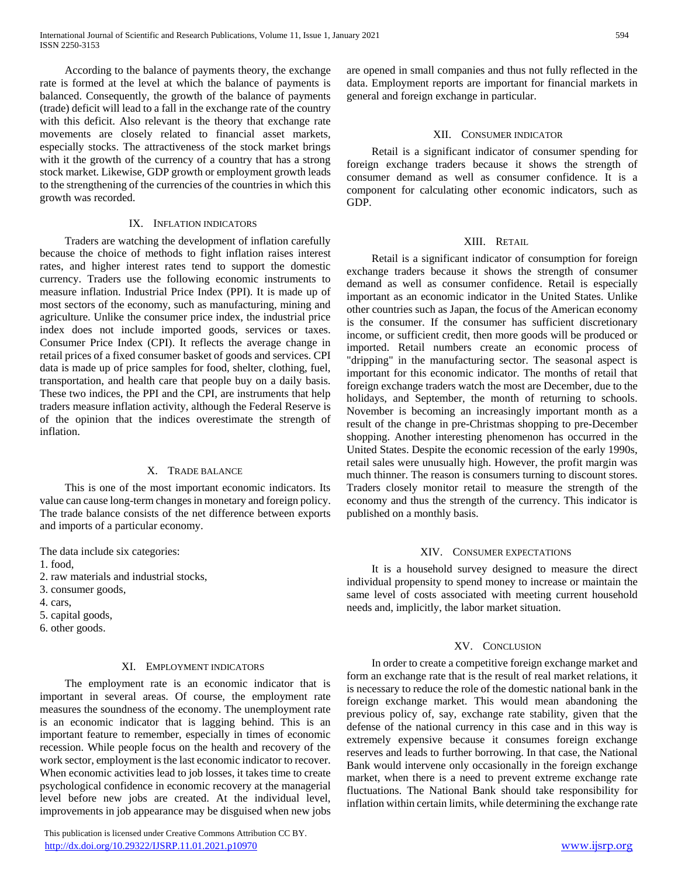According to the balance of payments theory, the exchange rate is formed at the level at which the balance of payments is balanced. Consequently, the growth of the balance of payments (trade) deficit will lead to a fall in the exchange rate of the country with this deficit. Also relevant is the theory that exchange rate movements are closely related to financial asset markets, especially stocks. The attractiveness of the stock market brings with it the growth of the currency of a country that has a strong stock market. Likewise, GDP growth or employment growth leads to the strengthening of the currencies of the countries in which this growth was recorded.

## IX. Inflation Indicators

Traders are watching the development of inflation carefully because the choice of methods to fight inflation raises interest rates, and higher interest rates tend to support the domestic currency. Traders use the following economic instruments to measure inflation. Industrial Price Index (PPI). It is made up of most sectors of the economy, such as manufacturing, mining and agriculture. Unlike the consumer price index, the industrial price index does not include imported goods, services or taxes. Consumer Price Index (CPI). It reflects the average change in retail prices of a fixed consumer basket of goods and services. CPI data is made up of price samples for food, shelter, clothing, fuel, transportation, and health care that people buy on a daily basis. These two indices, the PPI and the CPI, are instruments that help traders measure inflation activity, although the Federal Reserve is of the opinion that the indices overestimate the strength of inflation.

## X. Trade Balance

This is one of the most important economic indicators. Its value can cause long-term changes in monetary and foreign policy. The trade balance consists of the net difference between exports and imports of a particular economy.

The data include six categories:

1. food,
2. raw materials and industrial stocks,
3. consumer goods,
4. cars,
5. capital goods,
6. other goods.

## XI. Employment Indicators

The employment rate is an economic indicator that is important in several areas. Of course, the employment rate measures the soundness of the economy. The unemployment rate is an economic indicator that is lagging behind. This is an important feature to remember, especially in times of economic recession. While people focus on the health and recovery of the work sector, employment is the last economic indicator to recover. When economic activities lead to job losses, it takes time to create psychological confidence in economic recovery at the managerial level before new jobs are created. At the individual level, improvements in job appearance may be disguised when new jobs are opened in small companies and thus not fully reflected in the data. Employment reports are important for financial markets in general and foreign exchange in particular.

## XII. Consumer Indicator

Retail is a significant indicator of consumer spending for foreign exchange traders because it shows the strength of consumer demand as well as consumer confidence. It is a component for calculating other economic indicators, such as GDP.

## XIII. Retail

Retail is a significant indicator of consumption for foreign exchange traders because it shows the strength of consumer demand as well as consumer confidence. Retail is especially important as an economic indicator in the United States. Unlike other countries such as Japan, the focus of the American economy is the consumer. If the consumer has sufficient discretionary income, or sufficient credit, then more goods will be produced or imported. Retail numbers create an economic process of "dripping" in the manufacturing sector. The seasonal aspect is important for this economic indicator. The months of retail that foreign exchange traders watch the most are December, due to the holidays, and September, the month of returning to schools. November is becoming an increasingly important month as a result of the change in pre-Christmas shopping to pre-December shopping. Another interesting phenomenon has occurred in the United States. Despite the economic recession of the early 1990s, retail sales were unusually high. However, the profit margin was much thinner. The reason is consumers turning to discount stores. Traders closely monitor retail to measure the strength of the economy and thus the strength of the currency. This indicator is published on a monthly basis.

## XIV. Consumer Expectations

It is a household survey designed to measure the direct individual propensity to spend money to increase or maintain the same level of costs associated with meeting current household needs and, implicitly, the labor market situation.

## XV. Conclusion

In order to create a competitive foreign exchange market and form an exchange rate that is the result of real market relations, it is necessary to reduce the role of the domestic national bank in the foreign exchange market. This would mean abandoning the previous policy of, say, exchange rate stability, given that the defense of the national currency in this case and in this way is extremely expensive because it consumes foreign exchange reserves and leads to further borrowing. In that case, the National Bank would intervene only occasionally in the foreign exchange market, when there is a need to prevent extreme exchange rate fluctuations. The National Bank should take responsibility for inflation within certain limits, while determining the exchange rate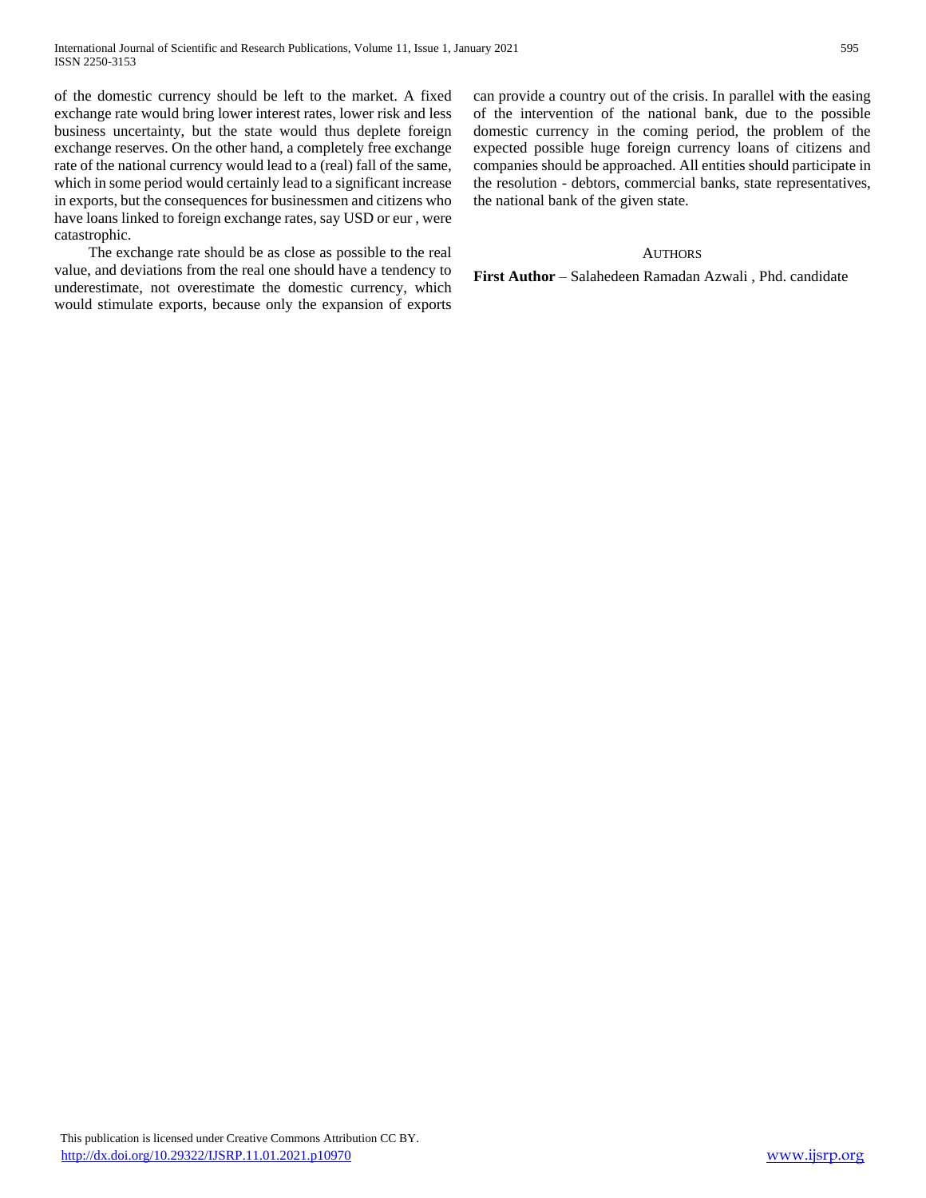of the domestic currency should be left to the market. A fixed exchange rate would bring lower interest rates, lower risk and less business uncertainty, but the state would thus deplete foreign exchange reserves. On the other hand, a completely free exchange rate of the national currency would lead to a (real) fall of the same, which in some period would certainly lead to a significant increase in exports, but the consequences for businessmen and citizens who have loans linked to foreign exchange rates, say USD or eur , were catastrophic.

The exchange rate should be as close as possible to the real value, and deviations from the real one should have a tendency to underestimate, not overestimate the domestic currency, which would stimulate exports, because only the expansion of exports can provide a country out of the crisis. In parallel with the easing of the intervention of the national bank, due to the possible domestic currency in the coming period, the problem of the expected possible huge foreign currency loans of citizens and companies should be approached. All entities should participate in the resolution - debtors, commercial banks, state representatives, the national bank of the given state.

## AUTHORS

**First Author** – Salahedeen Ramadan Azwali , Phd. candidate